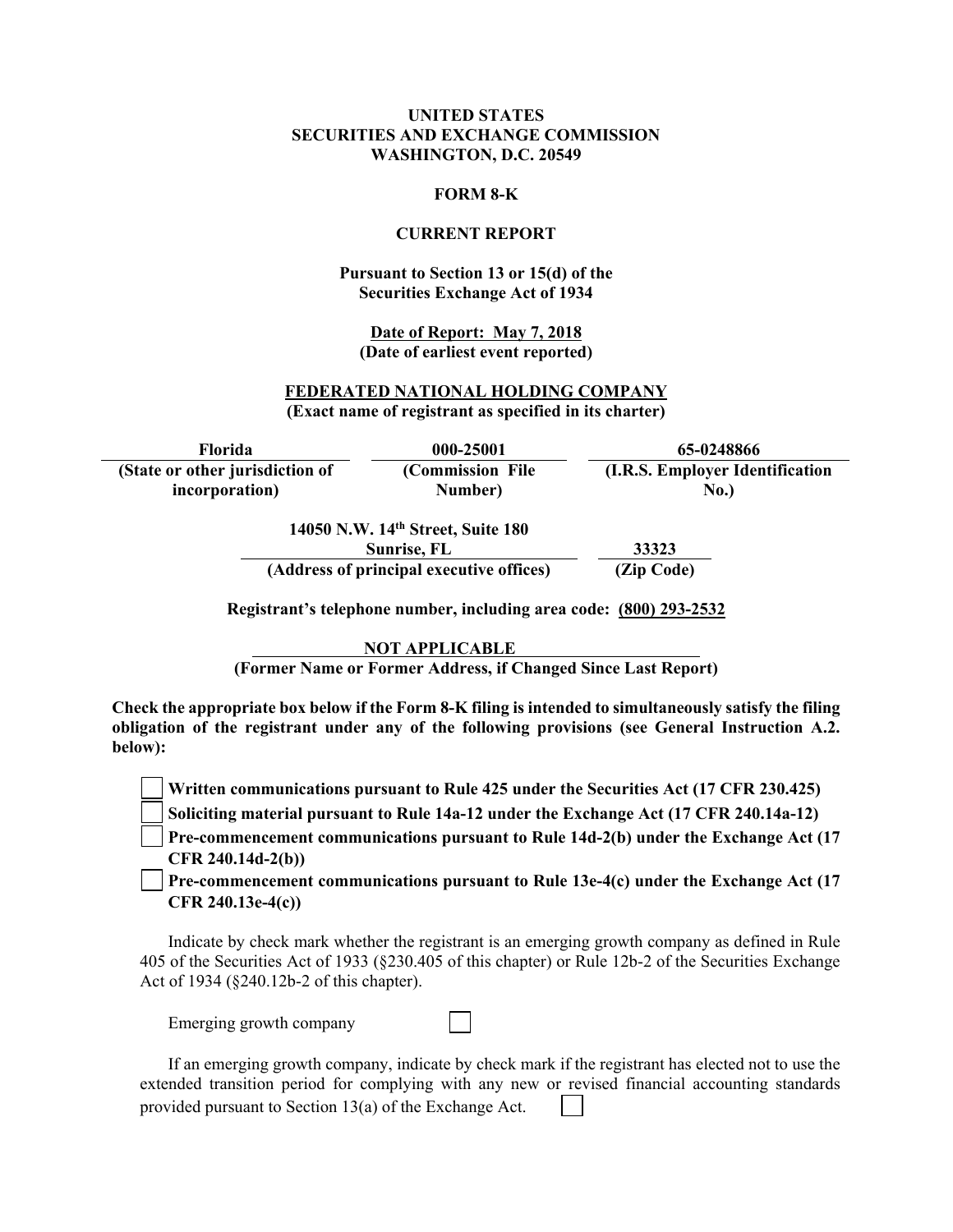**UNITED STATES**
**SECURITIES AND EXCHANGE COMMISSION**
**WASHINGTON, D.C. 20549**

**FORM 8-K**

**CURRENT REPORT**

**Pursuant to Section 13 or 15(d) of the Securities Exchange Act of 1934**

**Date of Report: May 7, 2018**
**(Date of earliest event reported)**

**FEDERATED NATIONAL HOLDING COMPANY**
**(Exact name of registrant as specified in its charter)**

| Florida | 000-25001 | 65-0248866 |
|---|---|---|
| (State or other jurisdiction of incorporation) | (Commission File Number) | (I.R.S. Employer Identification No.) |

| 14050 N.W. 14th Street, Suite 180 Sunrise, FL | 33323 |
|---|---|
| (Address of principal executive offices) | (Zip Code) |

**Registrant's telephone number, including area code: (800) 293-2532**

**NOT APPLICABLE**
**(Former Name or Former Address, if Changed Since Last Report)**

**Check the appropriate box below if the Form 8-K filing is intended to simultaneously satisfy the filing obligation of the registrant under any of the following provisions (see General Instruction A.2. below):**

☐ **Written communications pursuant to Rule 425 under the Securities Act (17 CFR 230.425)**
☐ **Soliciting material pursuant to Rule 14a-12 under the Exchange Act (17 CFR 240.14a-12)**
☐ **Pre-commencement communications pursuant to Rule 14d-2(b) under the Exchange Act (17 CFR 240.14d-2(b))**
☐ **Pre-commencement communications pursuant to Rule 13e-4(c) under the Exchange Act (17 CFR 240.13e-4(c))**

Indicate by check mark whether the registrant is an emerging growth company as defined in Rule 405 of the Securities Act of 1933 (§230.405 of this chapter) or Rule 12b-2 of the Securities Exchange Act of 1934 (§240.12b-2 of this chapter).

Emerging growth company ☐

If an emerging growth company, indicate by check mark if the registrant has elected not to use the extended transition period for complying with any new or revised financial accounting standards provided pursuant to Section 13(a) of the Exchange Act. ☐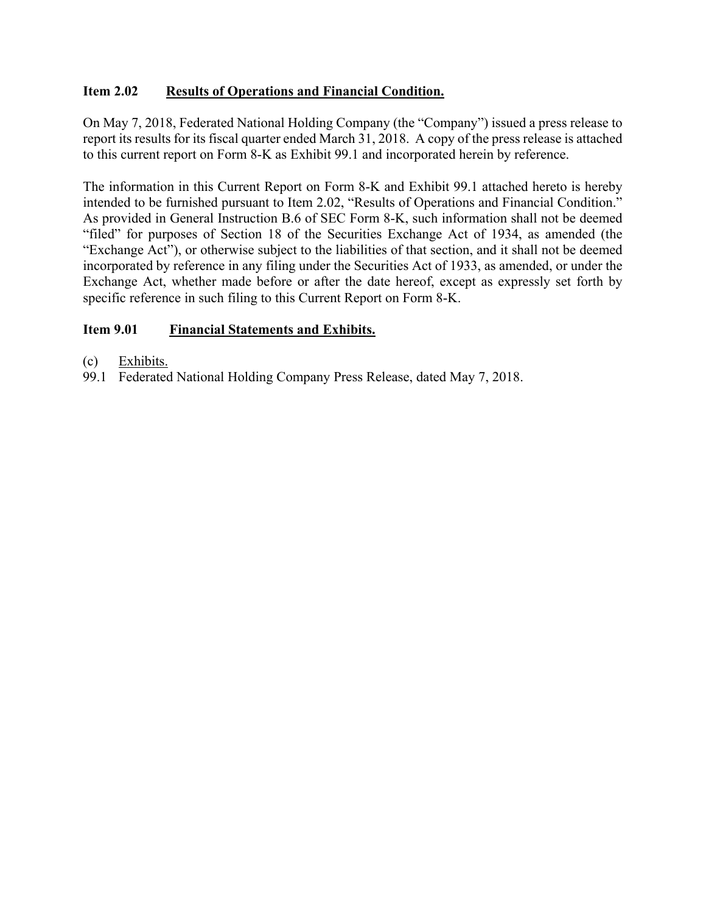**Item 2.02 Results of Operations and Financial Condition.**

On May 7, 2018, Federated National Holding Company (the "Company") issued a press release to report its results for its fiscal quarter ended March 31, 2018. A copy of the press release is attached to this current report on Form 8-K as Exhibit 99.1 and incorporated herein by reference.

The information in this Current Report on Form 8-K and Exhibit 99.1 attached hereto is hereby intended to be furnished pursuant to Item 2.02, "Results of Operations and Financial Condition." As provided in General Instruction B.6 of SEC Form 8-K, such information shall not be deemed "filed" for purposes of Section 18 of the Securities Exchange Act of 1934, as amended (the "Exchange Act"), or otherwise subject to the liabilities of that section, and it shall not be deemed incorporated by reference in any filing under the Securities Act of 1933, as amended, or under the Exchange Act, whether made before or after the date hereof, except as expressly set forth by specific reference in such filing to this Current Report on Form 8-K.

**Item 9.01 Financial Statements and Exhibits.**

(c) Exhibits.

99.1 Federated National Holding Company Press Release, dated May 7, 2018.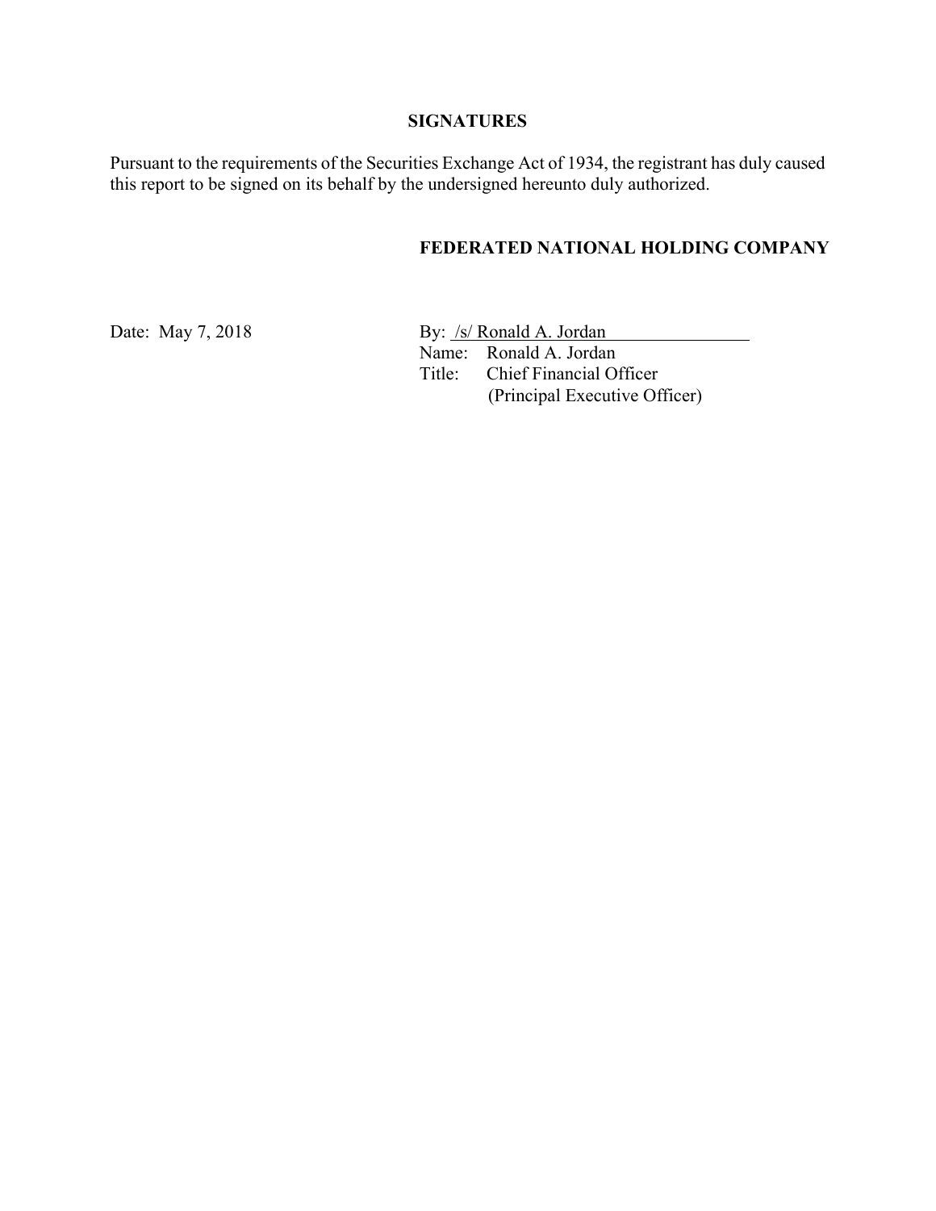## SIGNATURES

Pursuant to the requirements of the Securities Exchange Act of 1934, the registrant has duly caused this report to be signed on its behalf by the undersigned hereunto duly authorized.

**FEDERATED NATIONAL HOLDING COMPANY**

Date: May 7, 2018

By: /s/ Ronald A. Jordan
Name: Ronald A. Jordan
Title: Chief Financial Officer
(Principal Executive Officer)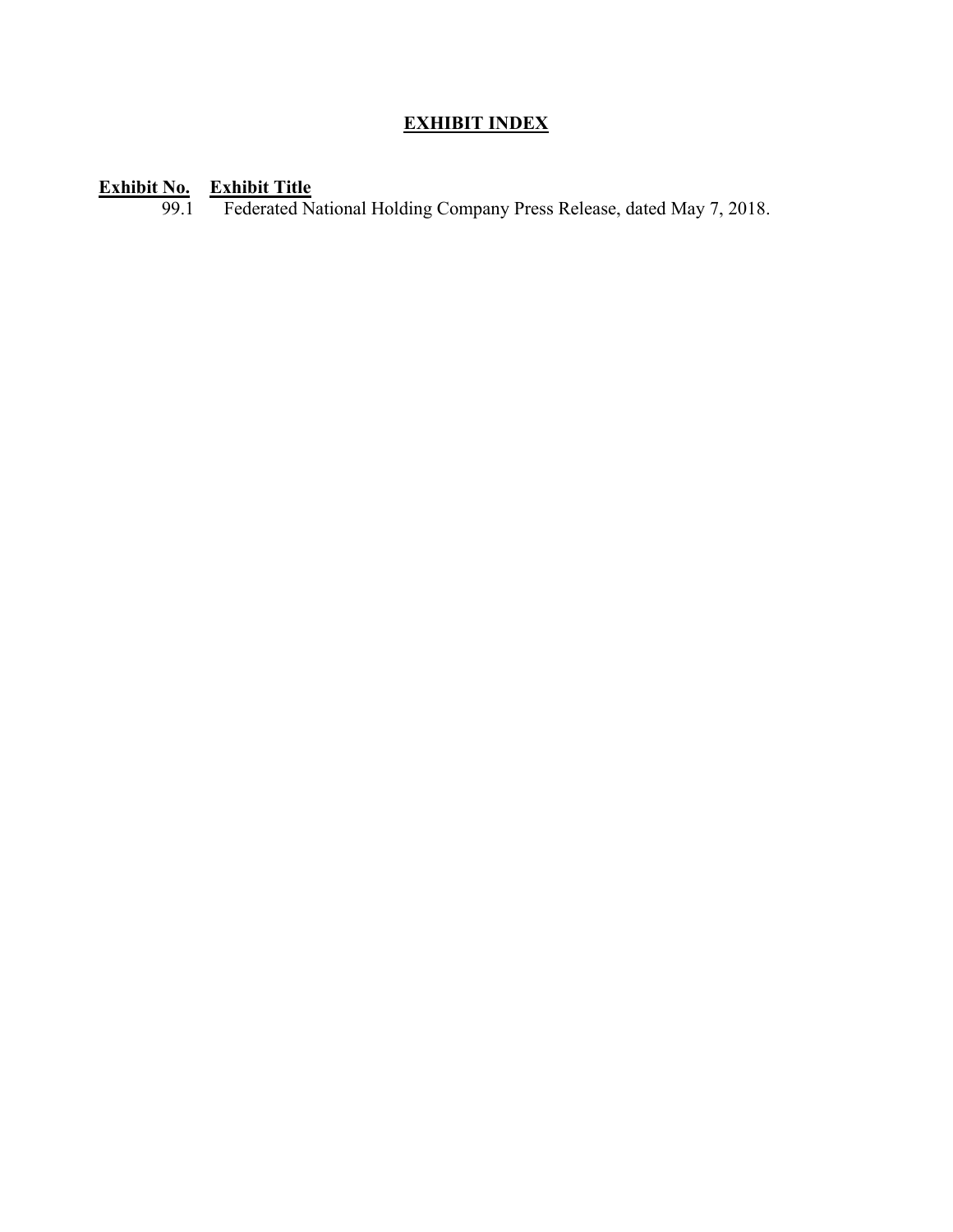# EXHIBIT INDEX

| Exhibit No. | Exhibit Title |
| --- | --- |
| 99.1 | Federated National Holding Company Press Release, dated May 7, 2018. |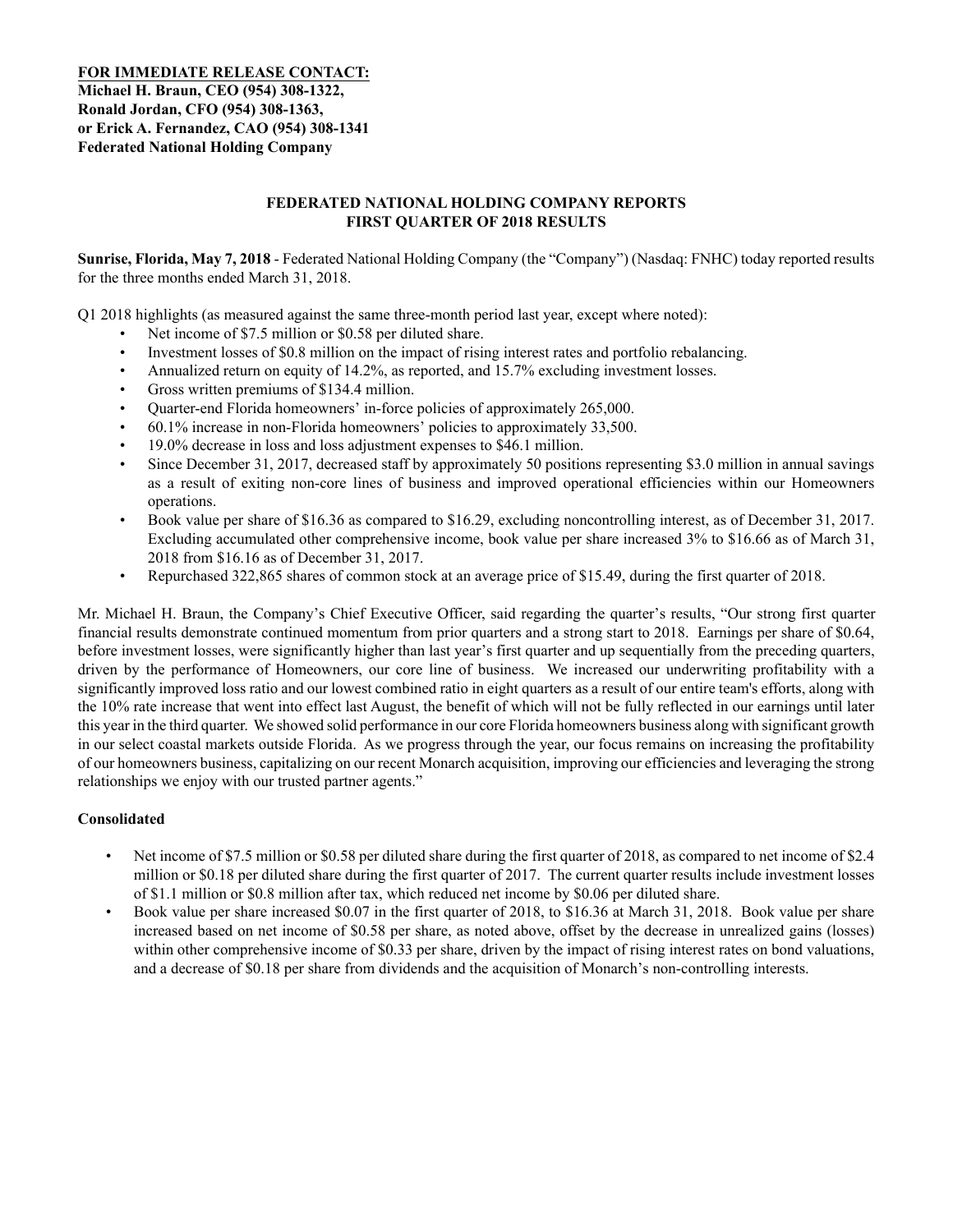**FOR IMMEDIATE RELEASE CONTACT:**
**Michael H. Braun, CEO (954) 308-1322,**
**Ronald Jordan, CFO (954) 308-1363,**
**or Erick A. Fernandez, CAO (954) 308-1341**
**Federated National Holding Company**

## FEDERATED NATIONAL HOLDING COMPANY REPORTS FIRST QUARTER OF 2018 RESULTS

**Sunrise, Florida, May 7, 2018** - Federated National Holding Company (the "Company") (Nasdaq: FNHC) today reported results for the three months ended March 31, 2018.

Q1 2018 highlights (as measured against the same three-month period last year, except where noted):

- Net income of $7.5 million or $0.58 per diluted share.
- Investment losses of $0.8 million on the impact of rising interest rates and portfolio rebalancing.
- Annualized return on equity of 14.2%, as reported, and 15.7% excluding investment losses.
- Gross written premiums of $134.4 million.
- Quarter-end Florida homeowners' in-force policies of approximately 265,000.
- 60.1% increase in non-Florida homeowners' policies to approximately 33,500.
- 19.0% decrease in loss and loss adjustment expenses to $46.1 million.
- Since December 31, 2017, decreased staff by approximately 50 positions representing $3.0 million in annual savings as a result of exiting non-core lines of business and improved operational efficiencies within our Homeowners operations.
- Book value per share of $16.36 as compared to $16.29, excluding noncontrolling interest, as of December 31, 2017. Excluding accumulated other comprehensive income, book value per share increased 3% to $16.66 as of March 31, 2018 from $16.16 as of December 31, 2017.
- Repurchased 322,865 shares of common stock at an average price of $15.49, during the first quarter of 2018.

Mr. Michael H. Braun, the Company's Chief Executive Officer, said regarding the quarter's results, "Our strong first quarter financial results demonstrate continued momentum from prior quarters and a strong start to 2018. Earnings per share of $0.64, before investment losses, were significantly higher than last year's first quarter and up sequentially from the preceding quarters, driven by the performance of Homeowners, our core line of business. We increased our underwriting profitability with a significantly improved loss ratio and our lowest combined ratio in eight quarters as a result of our entire team's efforts, along with the 10% rate increase that went into effect last August, the benefit of which will not be fully reflected in our earnings until later this year in the third quarter. We showed solid performance in our core Florida homeowners business along with significant growth in our select coastal markets outside Florida. As we progress through the year, our focus remains on increasing the profitability of our homeowners business, capitalizing on our recent Monarch acquisition, improving our efficiencies and leveraging the strong relationships we enjoy with our trusted partner agents."

### Consolidated

- Net income of $7.5 million or $0.58 per diluted share during the first quarter of 2018, as compared to net income of $2.4 million or $0.18 per diluted share during the first quarter of 2017. The current quarter results include investment losses of $1.1 million or $0.8 million after tax, which reduced net income by $0.06 per diluted share.
- Book value per share increased $0.07 in the first quarter of 2018, to $16.36 at March 31, 2018. Book value per share increased based on net income of $0.58 per share, as noted above, offset by the decrease in unrealized gains (losses) within other comprehensive income of $0.33 per share, driven by the impact of rising interest rates on bond valuations, and a decrease of $0.18 per share from dividends and the acquisition of Monarch's non-controlling interests.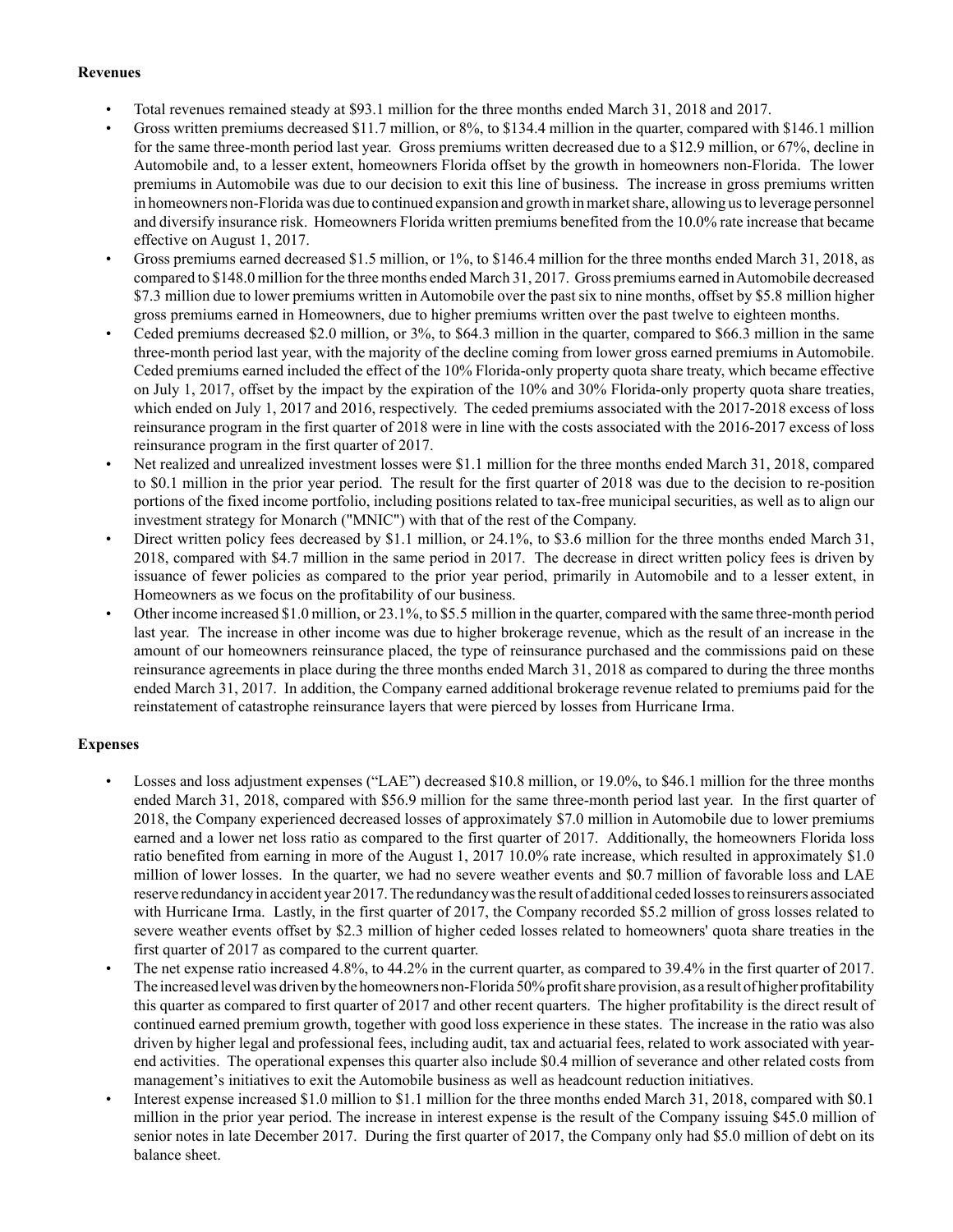**Revenues**

- Total revenues remained steady at $93.1 million for the three months ended March 31, 2018 and 2017.
- Gross written premiums decreased $11.7 million, or 8%, to $134.4 million in the quarter, compared with $146.1 million for the same three-month period last year. Gross premiums written decreased due to a $12.9 million, or 67%, decline in Automobile and, to a lesser extent, homeowners Florida offset by the growth in homeowners non-Florida. The lower premiums in Automobile was due to our decision to exit this line of business. The increase in gross premiums written in homeowners non-Florida was due to continued expansion and growth in market share, allowing us to leverage personnel and diversify insurance risk. Homeowners Florida written premiums benefited from the 10.0% rate increase that became effective on August 1, 2017.
- Gross premiums earned decreased $1.5 million, or 1%, to $146.4 million for the three months ended March 31, 2018, as compared to $148.0 million for the three months ended March 31, 2017. Gross premiums earned in Automobile decreased $7.3 million due to lower premiums written in Automobile over the past six to nine months, offset by $5.8 million higher gross premiums earned in Homeowners, due to higher premiums written over the past twelve to eighteen months.
- Ceded premiums decreased $2.0 million, or 3%, to $64.3 million in the quarter, compared to $66.3 million in the same three-month period last year, with the majority of the decline coming from lower gross earned premiums in Automobile. Ceded premiums earned included the effect of the 10% Florida-only property quota share treaty, which became effective on July 1, 2017, offset by the impact by the expiration of the 10% and 30% Florida-only property quota share treaties, which ended on July 1, 2017 and 2016, respectively. The ceded premiums associated with the 2017-2018 excess of loss reinsurance program in the first quarter of 2018 were in line with the costs associated with the 2016-2017 excess of loss reinsurance program in the first quarter of 2017.
- Net realized and unrealized investment losses were $1.1 million for the three months ended March 31, 2018, compared to $0.1 million in the prior year period. The result for the first quarter of 2018 was due to the decision to re-position portions of the fixed income portfolio, including positions related to tax-free municipal securities, as well as to align our investment strategy for Monarch ("MNIC") with that of the rest of the Company.
- Direct written policy fees decreased by $1.1 million, or 24.1%, to $3.6 million for the three months ended March 31, 2018, compared with $4.7 million in the same period in 2017. The decrease in direct written policy fees is driven by issuance of fewer policies as compared to the prior year period, primarily in Automobile and to a lesser extent, in Homeowners as we focus on the profitability of our business.
- Other income increased $1.0 million, or 23.1%, to $5.5 million in the quarter, compared with the same three-month period last year. The increase in other income was due to higher brokerage revenue, which as the result of an increase in the amount of our homeowners reinsurance placed, the type of reinsurance purchased and the commissions paid on these reinsurance agreements in place during the three months ended March 31, 2018 as compared to during the three months ended March 31, 2017. In addition, the Company earned additional brokerage revenue related to premiums paid for the reinstatement of catastrophe reinsurance layers that were pierced by losses from Hurricane Irma.

**Expenses**

- Losses and loss adjustment expenses ("LAE") decreased $10.8 million, or 19.0%, to $46.1 million for the three months ended March 31, 2018, compared with $56.9 million for the same three-month period last year. In the first quarter of 2018, the Company experienced decreased losses of approximately $7.0 million in Automobile due to lower premiums earned and a lower net loss ratio as compared to the first quarter of 2017. Additionally, the homeowners Florida loss ratio benefited from earning in more of the August 1, 2017 10.0% rate increase, which resulted in approximately $1.0 million of lower losses. In the quarter, we had no severe weather events and $0.7 million of favorable loss and LAE reserve redundancy in accident year 2017. The redundancy was the result of additional ceded losses to reinsurers associated with Hurricane Irma. Lastly, in the first quarter of 2017, the Company recorded $5.2 million of gross losses related to severe weather events offset by $2.3 million of higher ceded losses related to homeowners' quota share treaties in the first quarter of 2017 as compared to the current quarter.
- The net expense ratio increased 4.8%, to 44.2% in the current quarter, as compared to 39.4% in the first quarter of 2017. The increased level was driven by the homeowners non-Florida 50% profit share provision, as a result of higher profitability this quarter as compared to first quarter of 2017 and other recent quarters. The higher profitability is the direct result of continued earned premium growth, together with good loss experience in these states. The increase in the ratio was also driven by higher legal and professional fees, including audit, tax and actuarial fees, related to work associated with year-end activities. The operational expenses this quarter also include $0.4 million of severance and other related costs from management's initiatives to exit the Automobile business as well as headcount reduction initiatives.
- Interest expense increased $1.0 million to $1.1 million for the three months ended March 31, 2018, compared with $0.1 million in the prior year period. The increase in interest expense is the result of the Company issuing $45.0 million of senior notes in late December 2017. During the first quarter of 2017, the Company only had $5.0 million of debt on its balance sheet.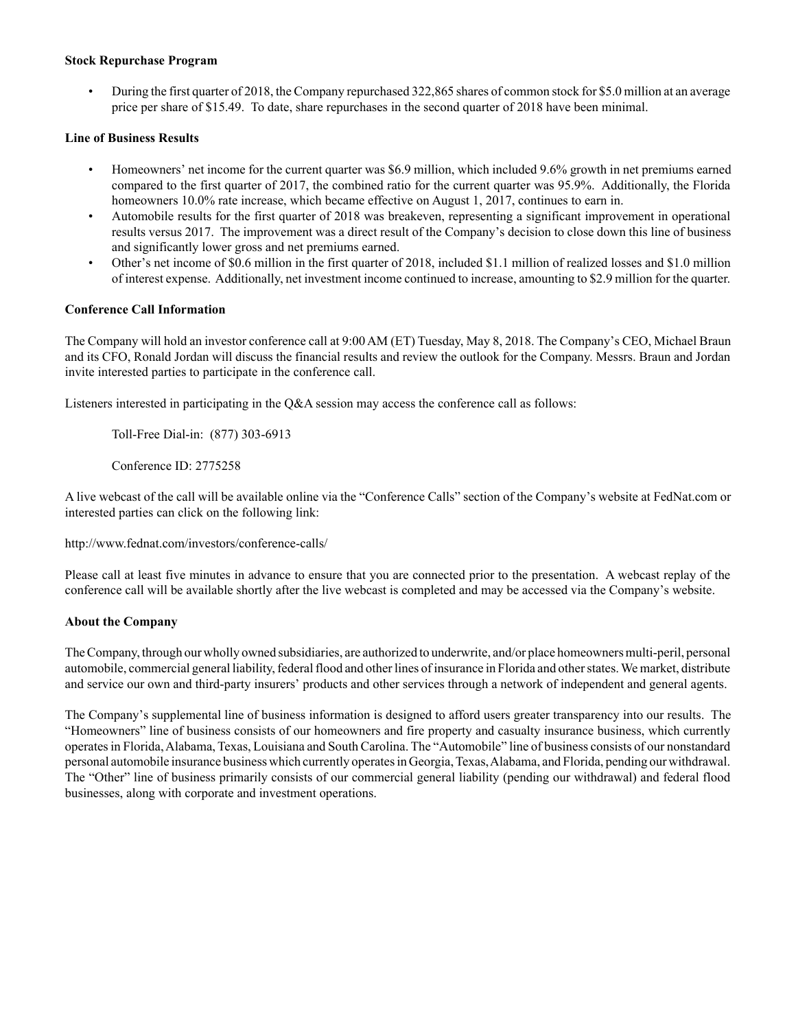**Stock Repurchase Program**

- During the first quarter of 2018, the Company repurchased 322,865 shares of common stock for $5.0 million at an average price per share of $15.49. To date, share repurchases in the second quarter of 2018 have been minimal.

**Line of Business Results**

- Homeowners' net income for the current quarter was $6.9 million, which included 9.6% growth in net premiums earned compared to the first quarter of 2017, the combined ratio for the current quarter was 95.9%. Additionally, the Florida homeowners 10.0% rate increase, which became effective on August 1, 2017, continues to earn in.
- Automobile results for the first quarter of 2018 was breakeven, representing a significant improvement in operational results versus 2017. The improvement was a direct result of the Company's decision to close down this line of business and significantly lower gross and net premiums earned.
- Other's net income of $0.6 million in the first quarter of 2018, included $1.1 million of realized losses and $1.0 million of interest expense. Additionally, net investment income continued to increase, amounting to $2.9 million for the quarter.

**Conference Call Information**

The Company will hold an investor conference call at 9:00 AM (ET) Tuesday, May 8, 2018. The Company's CEO, Michael Braun and its CFO, Ronald Jordan will discuss the financial results and review the outlook for the Company. Messrs. Braun and Jordan invite interested parties to participate in the conference call.

Listeners interested in participating in the Q&A session may access the conference call as follows:

Toll-Free Dial-in: (877) 303-6913

Conference ID: 2775258

A live webcast of the call will be available online via the "Conference Calls" section of the Company's website at FedNat.com or interested parties can click on the following link:

http://www.fednat.com/investors/conference-calls/

Please call at least five minutes in advance to ensure that you are connected prior to the presentation. A webcast replay of the conference call will be available shortly after the live webcast is completed and may be accessed via the Company's website.

**About the Company**

The Company, through our wholly owned subsidiaries, are authorized to underwrite, and/or place homeowners multi-peril, personal automobile, commercial general liability, federal flood and other lines of insurance in Florida and other states. We market, distribute and service our own and third-party insurers' products and other services through a network of independent and general agents.

The Company's supplemental line of business information is designed to afford users greater transparency into our results. The "Homeowners" line of business consists of our homeowners and fire property and casualty insurance business, which currently operates in Florida, Alabama, Texas, Louisiana and South Carolina. The "Automobile" line of business consists of our nonstandard personal automobile insurance business which currently operates in Georgia, Texas, Alabama, and Florida, pending our withdrawal. The "Other" line of business primarily consists of our commercial general liability (pending our withdrawal) and federal flood businesses, along with corporate and investment operations.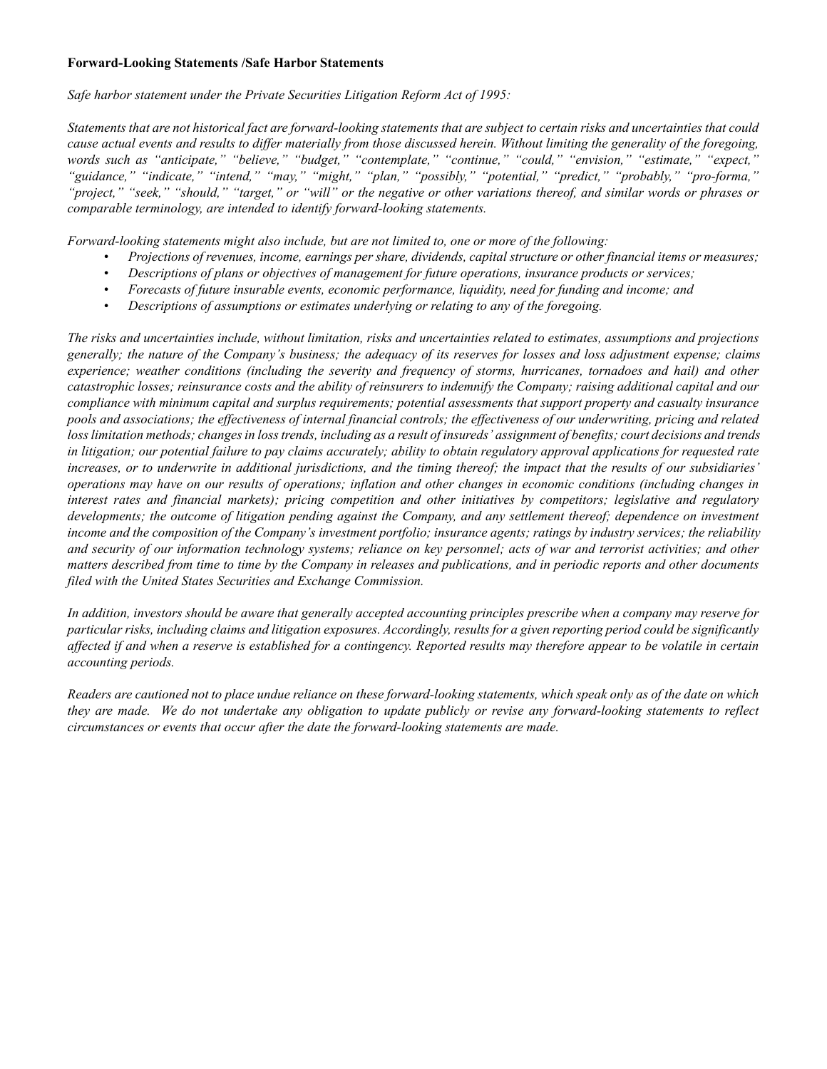**Forward-Looking Statements /Safe Harbor Statements**

*Safe harbor statement under the Private Securities Litigation Reform Act of 1995:*

*Statements that are not historical fact are forward-looking statements that are subject to certain risks and uncertainties that could cause actual events and results to differ materially from those discussed herein. Without limiting the generality of the foregoing, words such as "anticipate," "believe," "budget," "contemplate," "continue," "could," "envision," "estimate," "expect," "guidance," "indicate," "intend," "may," "might," "plan," "possibly," "potential," "predict," "probably," "pro-forma," "project," "seek," "should," "target," or "will" or the negative or other variations thereof, and similar words or phrases or comparable terminology, are intended to identify forward-looking statements.*

*Forward-looking statements might also include, but are not limited to, one or more of the following:*

- *Projections of revenues, income, earnings per share, dividends, capital structure or other financial items or measures;*
- *Descriptions of plans or objectives of management for future operations, insurance products or services;*
- *Forecasts of future insurable events, economic performance, liquidity, need for funding and income; and*
- *Descriptions of assumptions or estimates underlying or relating to any of the foregoing.*

*The risks and uncertainties include, without limitation, risks and uncertainties related to estimates, assumptions and projections generally; the nature of the Company's business; the adequacy of its reserves for losses and loss adjustment expense; claims experience; weather conditions (including the severity and frequency of storms, hurricanes, tornadoes and hail) and other catastrophic losses; reinsurance costs and the ability of reinsurers to indemnify the Company; raising additional capital and our compliance with minimum capital and surplus requirements; potential assessments that support property and casualty insurance pools and associations; the effectiveness of internal financial controls; the effectiveness of our underwriting, pricing and related loss limitation methods; changes in loss trends, including as a result of insureds' assignment of benefits; court decisions and trends in litigation; our potential failure to pay claims accurately; ability to obtain regulatory approval applications for requested rate increases, or to underwrite in additional jurisdictions, and the timing thereof; the impact that the results of our subsidiaries' operations may have on our results of operations; inflation and other changes in economic conditions (including changes in interest rates and financial markets); pricing competition and other initiatives by competitors; legislative and regulatory developments; the outcome of litigation pending against the Company, and any settlement thereof; dependence on investment income and the composition of the Company's investment portfolio; insurance agents; ratings by industry services; the reliability and security of our information technology systems; reliance on key personnel; acts of war and terrorist activities; and other matters described from time to time by the Company in releases and publications, and in periodic reports and other documents filed with the United States Securities and Exchange Commission.*

*In addition, investors should be aware that generally accepted accounting principles prescribe when a company may reserve for particular risks, including claims and litigation exposures. Accordingly, results for a given reporting period could be significantly affected if and when a reserve is established for a contingency. Reported results may therefore appear to be volatile in certain accounting periods.*

*Readers are cautioned not to place undue reliance on these forward-looking statements, which speak only as of the date on which they are made. We do not undertake any obligation to update publicly or revise any forward-looking statements to reflect circumstances or events that occur after the date the forward-looking statements are made.*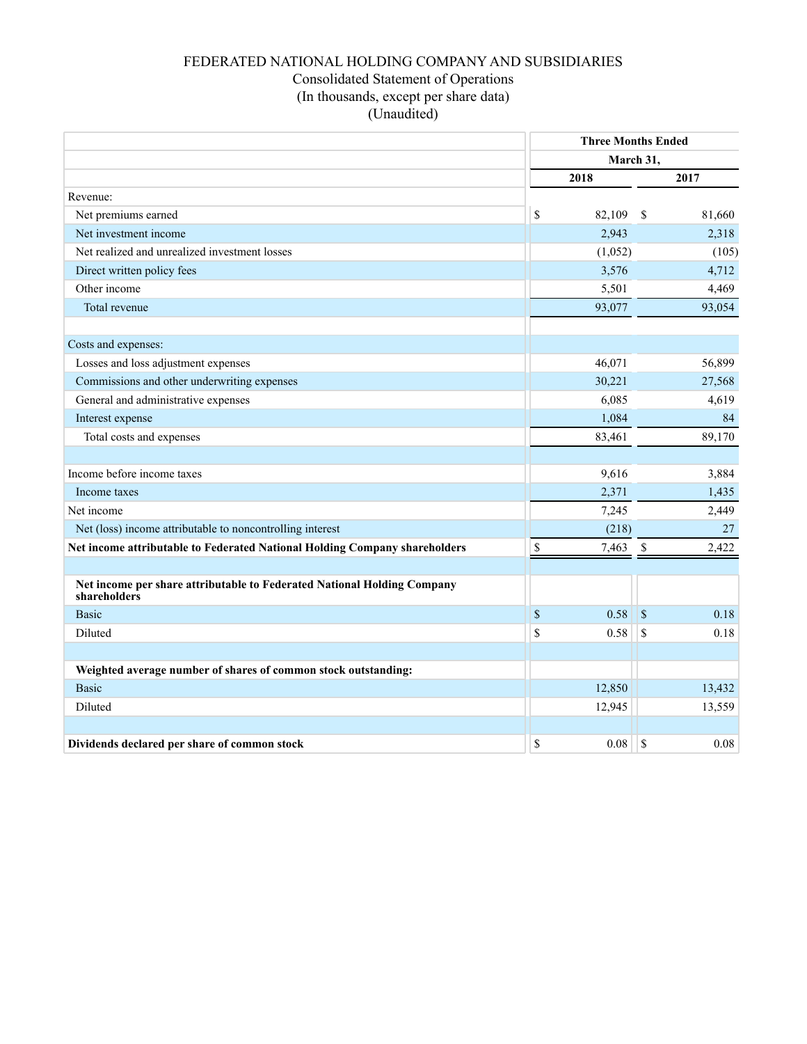FEDERATED NATIONAL HOLDING COMPANY AND SUBSIDIARIES
Consolidated Statement of Operations
(In thousands, except per share data)
(Unaudited)

| | Three Months Ended March 31, | |
|---|---|---|
| | 2018 | 2017 |
| **Revenue:** | | |
| Net premiums earned | $ 82,109 | $ 81,660 |
| Net investment income | 2,943 | 2,318 |
| Net realized and unrealized investment losses | (1,052) | (105) |
| Direct written policy fees | 3,576 | 4,712 |
| Other income | 5,501 | 4,469 |
| Total revenue | 93,077 | 93,054 |
| | | |
| **Costs and expenses:** | | |
| Losses and loss adjustment expenses | 46,071 | 56,899 |
| Commissions and other underwriting expenses | 30,221 | 27,568 |
| General and administrative expenses | 6,085 | 4,619 |
| Interest expense | 1,084 | 84 |
| Total costs and expenses | 83,461 | 89,170 |
| | | |
| Income before income taxes | 9,616 | 3,884 |
| Income taxes | 2,371 | 1,435 |
| Net income | 7,245 | 2,449 |
| Net (loss) income attributable to noncontrolling interest | (218) | 27 |
| **Net income attributable to Federated National Holding Company shareholders** | $ 7,463 | $ 2,422 |
| | | |
| **Net income per share attributable to Federated National Holding Company shareholders** | | |
| Basic | $ 0.58 | $ 0.18 |
| Diluted | $ 0.58 | $ 0.18 |
| | | |
| **Weighted average number of shares of common stock outstanding:** | | |
| Basic | 12,850 | 13,432 |
| Diluted | 12,945 | 13,559 |
| | | |
| **Dividends declared per share of common stock** | $ 0.08 | $ 0.08 |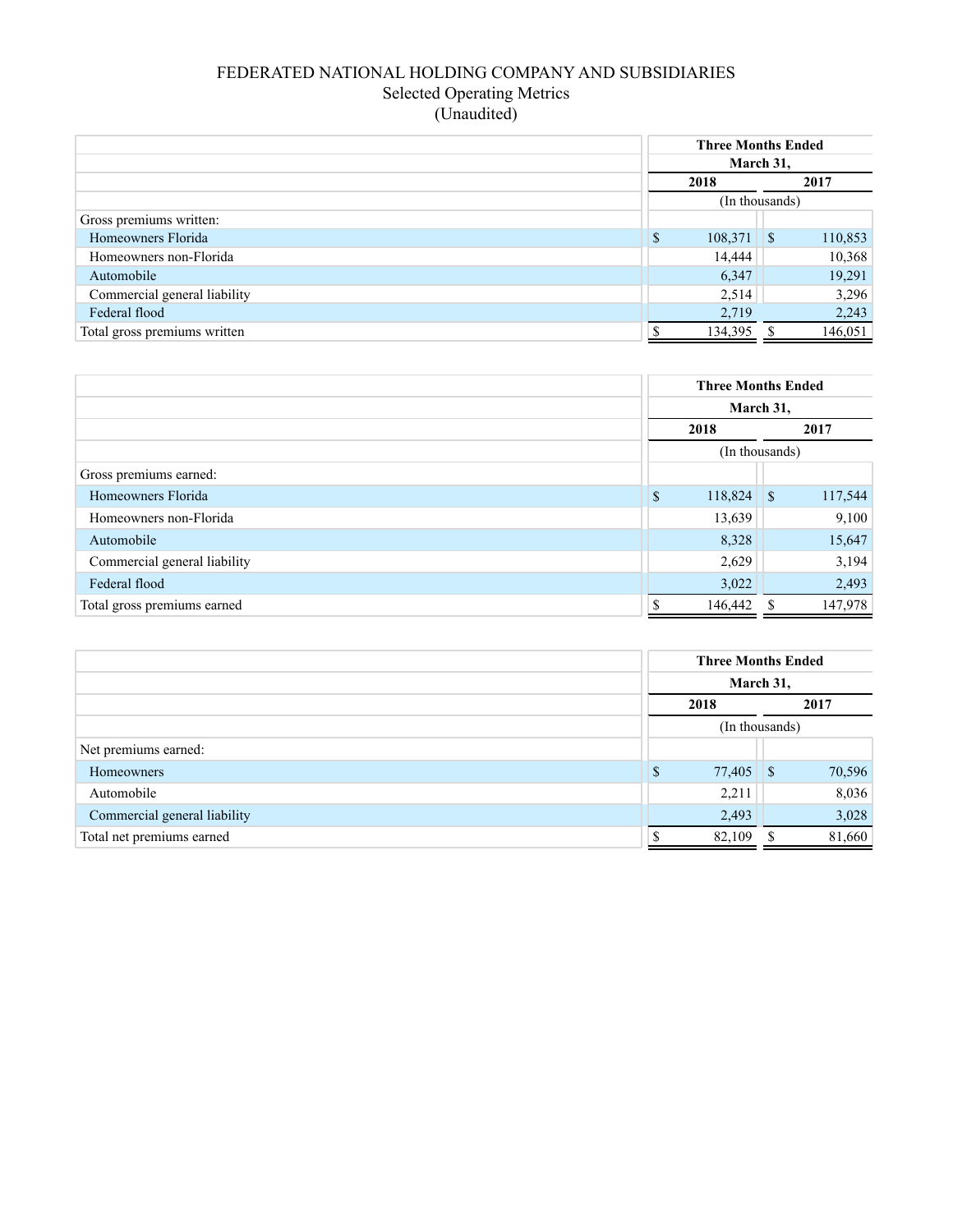# FEDERATED NATIONAL HOLDING COMPANY AND SUBSIDIARIES

## Selected Operating Metrics

(Unaudited)

| | Three Months Ended March 31, | |
|---|---|---|
| | 2018 | 2017 |
| | (In thousands) | |
| Gross premiums written: | | |
| Homeowners Florida | $ 108,371 | $ 110,853 |
| Homeowners non-Florida | 14,444 | 10,368 |
| Automobile | 6,347 | 19,291 |
| Commercial general liability | 2,514 | 3,296 |
| Federal flood | 2,719 | 2,243 |
| Total gross premiums written | $ 134,395 | $ 146,051 |

| | Three Months Ended March 31, | |
|---|---|---|
| | 2018 | 2017 |
| | (In thousands) | |
| Gross premiums earned: | | |
| Homeowners Florida | $ 118,824 | $ 117,544 |
| Homeowners non-Florida | 13,639 | 9,100 |
| Automobile | 8,328 | 15,647 |
| Commercial general liability | 2,629 | 3,194 |
| Federal flood | 3,022 | 2,493 |
| Total gross premiums earned | $ 146,442 | $ 147,978 |

| | Three Months Ended March 31, | |
|---|---|---|
| | 2018 | 2017 |
| | (In thousands) | |
| Net premiums earned: | | |
| Homeowners | $ 77,405 | $ 70,596 |
| Automobile | 2,211 | 8,036 |
| Commercial general liability | 2,493 | 3,028 |
| Total net premiums earned | $ 82,109 | $ 81,660 |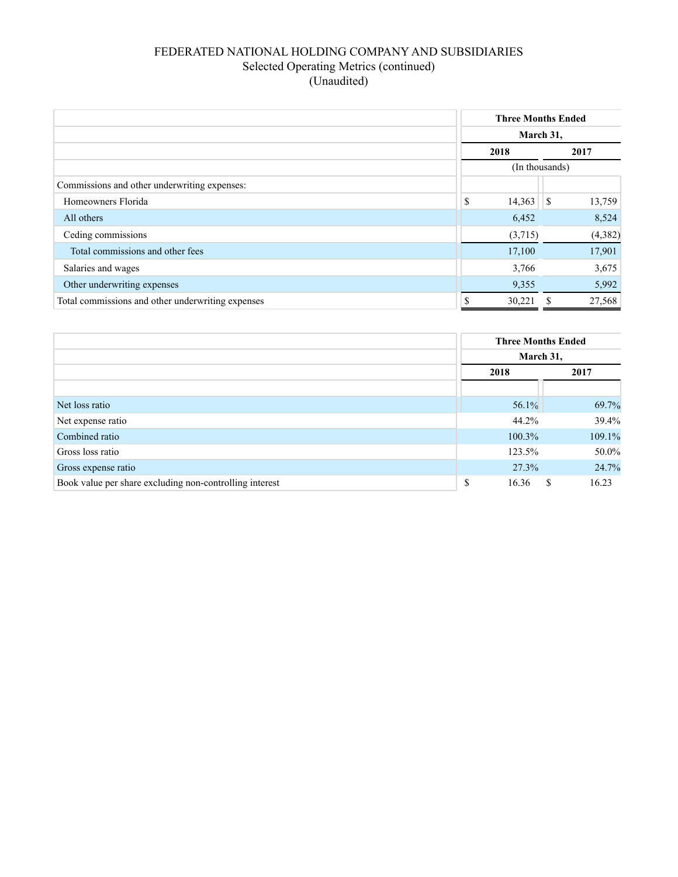# FEDERATED NATIONAL HOLDING COMPANY AND SUBSIDIARIES

## Selected Operating Metrics (continued)

(Unaudited)

| | Three Months Ended March 31, | |
|---|---|---|
| | 2018 | 2017 |
| | (In thousands) | |
| Commissions and other underwriting expenses: | | |
| Homeowners Florida | $ 14,363 | $ 13,759 |
| All others | 6,452 | 8,524 |
| Ceding commissions | (3,715) | (4,382) |
| Total commissions and other fees | 17,100 | 17,901 |
| Salaries and wages | 3,766 | 3,675 |
| Other underwriting expenses | 9,355 | 5,992 |
| Total commissions and other underwriting expenses | $ 30,221 | $ 27,568 |

| | Three Months Ended March 31, | |
|---|---|---|
| | 2018 | 2017 |
| Net loss ratio | 56.1% | 69.7% |
| Net expense ratio | 44.2% | 39.4% |
| Combined ratio | 100.3% | 109.1% |
| Gross loss ratio | 123.5% | 50.0% |
| Gross expense ratio | 27.3% | 24.7% |
| Book value per share excluding non-controlling interest | $ 16.36 | $ 16.23 |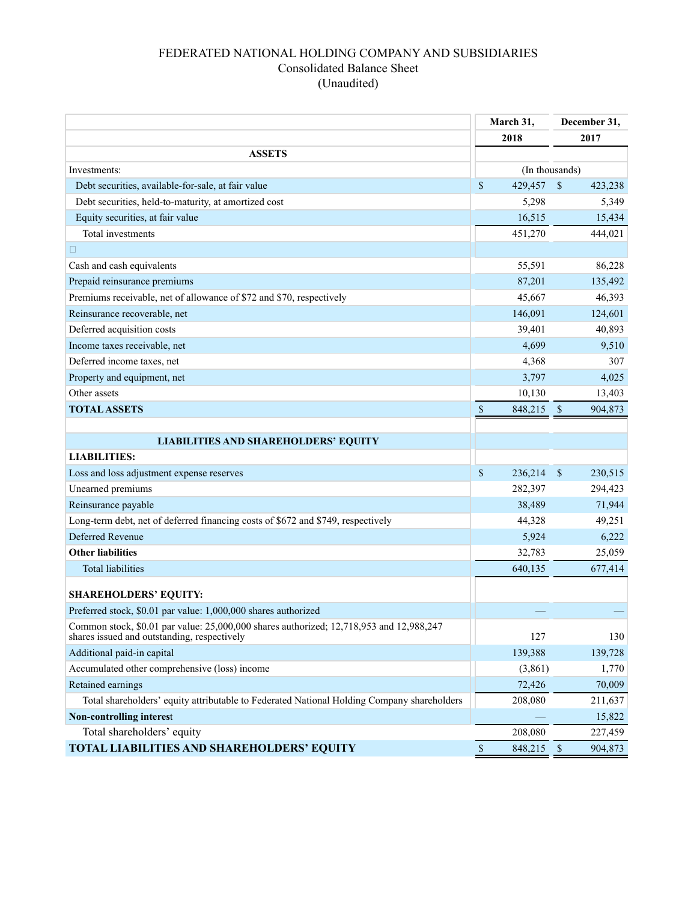# FEDERATED NATIONAL HOLDING COMPANY AND SUBSIDIARIES

Consolidated Balance Sheet

(Unaudited)

| | March 31, 2018 | December 31, 2017 |
|---|---|---|
| **ASSETS** | | |
| Investments: | (In thousands) | |
| Debt securities, available-for-sale, at fair value | $ 429,457 | $ 423,238 |
| Debt securities, held-to-maturity, at amortized cost | 5,298 | 5,349 |
| Equity securities, at fair value | 16,515 | 15,434 |
| Total investments | 451,270 | 444,021 |
| | | |
| Cash and cash equivalents | 55,591 | 86,228 |
| Prepaid reinsurance premiums | 87,201 | 135,492 |
| Premiums receivable, net of allowance of $72 and $70, respectively | 45,667 | 46,393 |
| Reinsurance recoverable, net | 146,091 | 124,601 |
| Deferred acquisition costs | 39,401 | 40,893 |
| Income taxes receivable, net | 4,699 | 9,510 |
| Deferred income taxes, net | 4,368 | 307 |
| Property and equipment, net | 3,797 | 4,025 |
| Other assets | 10,130 | 13,403 |
| **TOTAL ASSETS** | $ 848,215 | $ 904,873 |
| | | |
| **LIABILITIES AND SHAREHOLDERS' EQUITY** | | |
| **LIABILITIES:** | | |
| Loss and loss adjustment expense reserves | $ 236,214 | $ 230,515 |
| Unearned premiums | 282,397 | 294,423 |
| Reinsurance payable | 38,489 | 71,944 |
| Long-term debt, net of deferred financing costs of $672 and $749, respectively | 44,328 | 49,251 |
| Deferred Revenue | 5,924 | 6,222 |
| **Other liabilities** | 32,783 | 25,059 |
| Total liabilities | 640,135 | 677,414 |
| | | |
| **SHAREHOLDERS' EQUITY:** | | |
| Preferred stock, $0.01 par value: 1,000,000 shares authorized | — | — |
| Common stock, $0.01 par value: 25,000,000 shares authorized; 12,718,953 and 12,988,247 shares issued and outstanding, respectively | 127 | 130 |
| Additional paid-in capital | 139,388 | 139,728 |
| Accumulated other comprehensive (loss) income | (3,861) | 1,770 |
| Retained earnings | 72,426 | 70,009 |
| Total shareholders' equity attributable to Federated National Holding Company shareholders | 208,080 | 211,637 |
| **Non-controlling interest** | — | 15,822 |
| Total shareholders' equity | 208,080 | 227,459 |
| **TOTAL LIABILITIES AND SHAREHOLDERS' EQUITY** | $ 848,215 | $ 904,873 |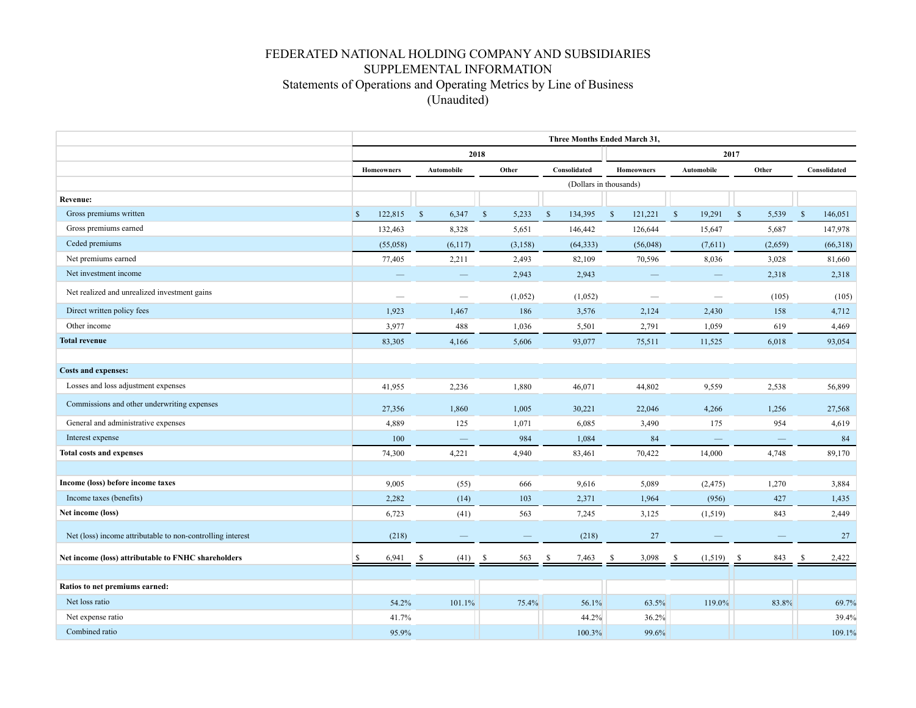# FEDERATED NATIONAL HOLDING COMPANY AND SUBSIDIARIES
## SUPPLEMENTAL INFORMATION
### Statements of Operations and Operating Metrics by Line of Business
### (Unaudited)

| | Three Months Ended March 31, | | | | | | | |
|---|---|---|---|---|---|---|---|---|
| | 2018 | | | | 2017 | | | |
| | Homeowners | Automobile | Other | Consolidated | Homeowners | Automobile | Other | Consolidated |
| | (Dollars in thousands) | | | | | | | |
| **Revenue:** | | | | | | | | |
| Gross premiums written | $ 122,815 | $ 6,347 | $ 5,233 | $ 134,395 | $ 121,221 | $ 19,291 | $ 5,539 | $ 146,051 |
| Gross premiums earned | 132,463 | 8,328 | 5,651 | 146,442 | 126,644 | 15,647 | 5,687 | 147,978 |
| Ceded premiums | (55,058) | (6,117) | (3,158) | (64,333) | (56,048) | (7,611) | (2,659) | (66,318) |
| Net premiums earned | 77,405 | 2,211 | 2,493 | 82,109 | 70,596 | 8,036 | 3,028 | 81,660 |
| Net investment income | — | — | 2,943 | 2,943 | — | — | 2,318 | 2,318 |
| Net realized and unrealized investment gains | — | — | (1,052) | (1,052) | — | — | (105) | (105) |
| Direct written policy fees | 1,923 | 1,467 | 186 | 3,576 | 2,124 | 2,430 | 158 | 4,712 |
| Other income | 3,977 | 488 | 1,036 | 5,501 | 2,791 | 1,059 | 619 | 4,469 |
| **Total revenue** | 83,305 | 4,166 | 5,606 | 93,077 | 75,511 | 11,525 | 6,018 | 93,054 |
| | | | | | | | | |
| **Costs and expenses:** | | | | | | | | |
| Losses and loss adjustment expenses | 41,955 | 2,236 | 1,880 | 46,071 | 44,802 | 9,559 | 2,538 | 56,899 |
| Commissions and other underwriting expenses | 27,356 | 1,860 | 1,005 | 30,221 | 22,046 | 4,266 | 1,256 | 27,568 |
| General and administrative expenses | 4,889 | 125 | 1,071 | 6,085 | 3,490 | 175 | 954 | 4,619 |
| Interest expense | 100 | — | 984 | 1,084 | 84 | — | — | 84 |
| **Total costs and expenses** | 74,300 | 4,221 | 4,940 | 83,461 | 70,422 | 14,000 | 4,748 | 89,170 |
| | | | | | | | | |
| **Income (loss) before income taxes** | 9,005 | (55) | 666 | 9,616 | 5,089 | (2,475) | 1,270 | 3,884 |
| Income taxes (benefits) | 2,282 | (14) | 103 | 2,371 | 1,964 | (956) | 427 | 1,435 |
| **Net income (loss)** | 6,723 | (41) | 563 | 7,245 | 3,125 | (1,519) | 843 | 2,449 |
| Net (loss) income attributable to non-controlling interest | (218) | — | — | (218) | 27 | — | — | 27 |
| **Net income (loss) attributable to FNHC shareholders** | $ 6,941 | $ (41) | $ 563 | $ 7,463 | $ 3,098 | $ (1,519) | $ 843 | $ 2,422 |
| | | | | | | | | |
| **Ratios to net premiums earned:** | | | | | | | | |
| Net loss ratio | 54.2% | 101.1% | 75.4% | 56.1% | 63.5% | 119.0% | 83.8% | 69.7% |
| Net expense ratio | 41.7% | | | 44.2% | 36.2% | | | 39.4% |
| Combined ratio | 95.9% | | | 100.3% | 99.6% | | | 109.1% |